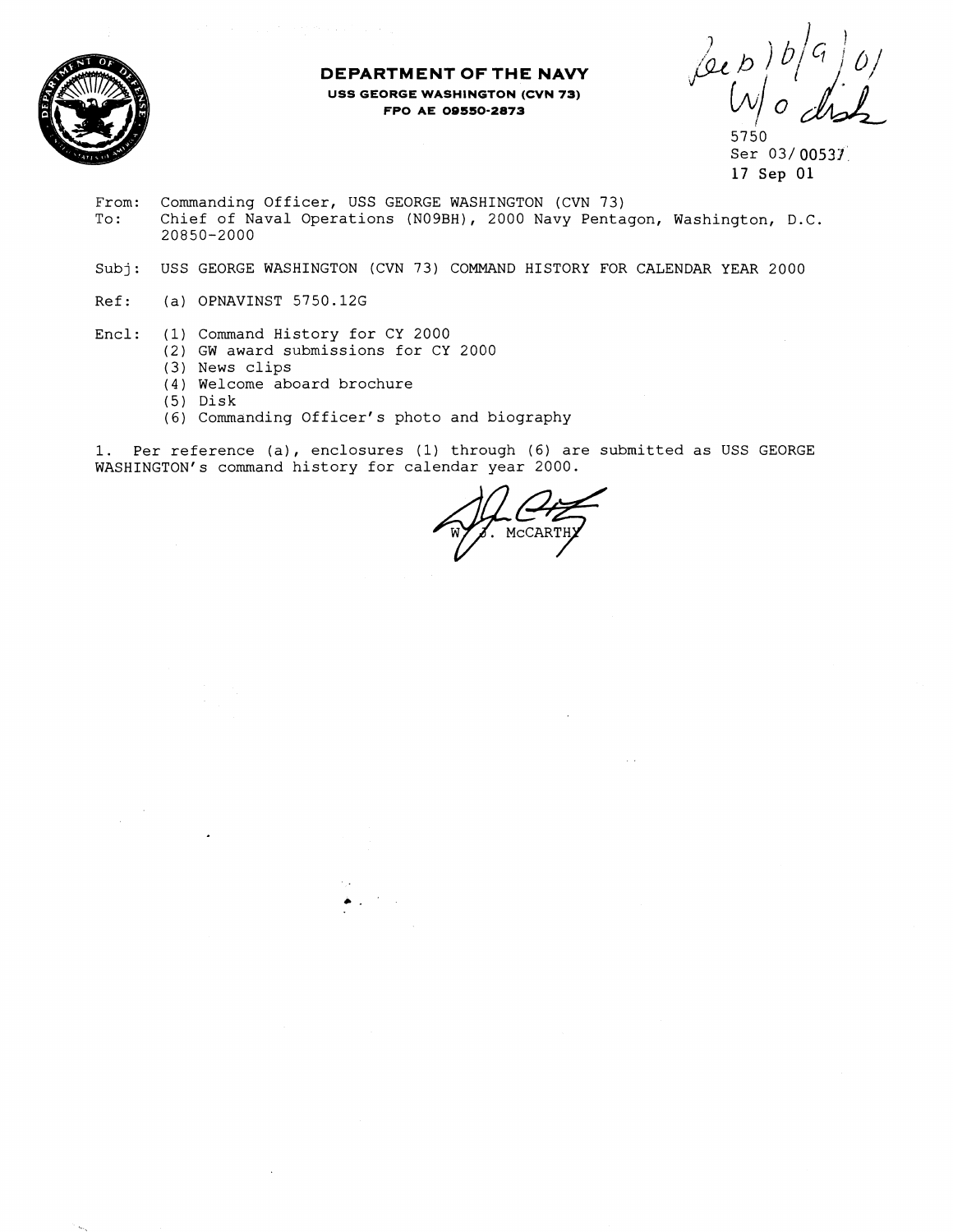**DEPARTMENT OF THE NAVY**
**USS GEORGE WASHINGTON (CVN 73)**
**FPO AE 09550-2873**

rec'd 10/9/01
W/o disk

5750
Ser 03/00537
17 Sep 01

From: Commanding Officer, USS GEORGE WASHINGTON (CVN 73)
To: Chief of Naval Operations (N09BH), 2000 Navy Pentagon, Washington, D.C. 20850-2000

Subj: USS GEORGE WASHINGTON (CVN 73) COMMAND HISTORY FOR CALENDAR YEAR 2000

Ref: (a) OPNAVINST 5750.12G

Encl: (1) Command History for CY 2000
(2) GW award submissions for CY 2000
(3) News clips
(4) Welcome aboard brochure
(5) Disk
(6) Commanding Officer's photo and biography

1. Per reference (a), enclosures (1) through (6) are submitted as USS GEORGE WASHINGTON's command history for calendar year 2000.

W. J. McCARTHY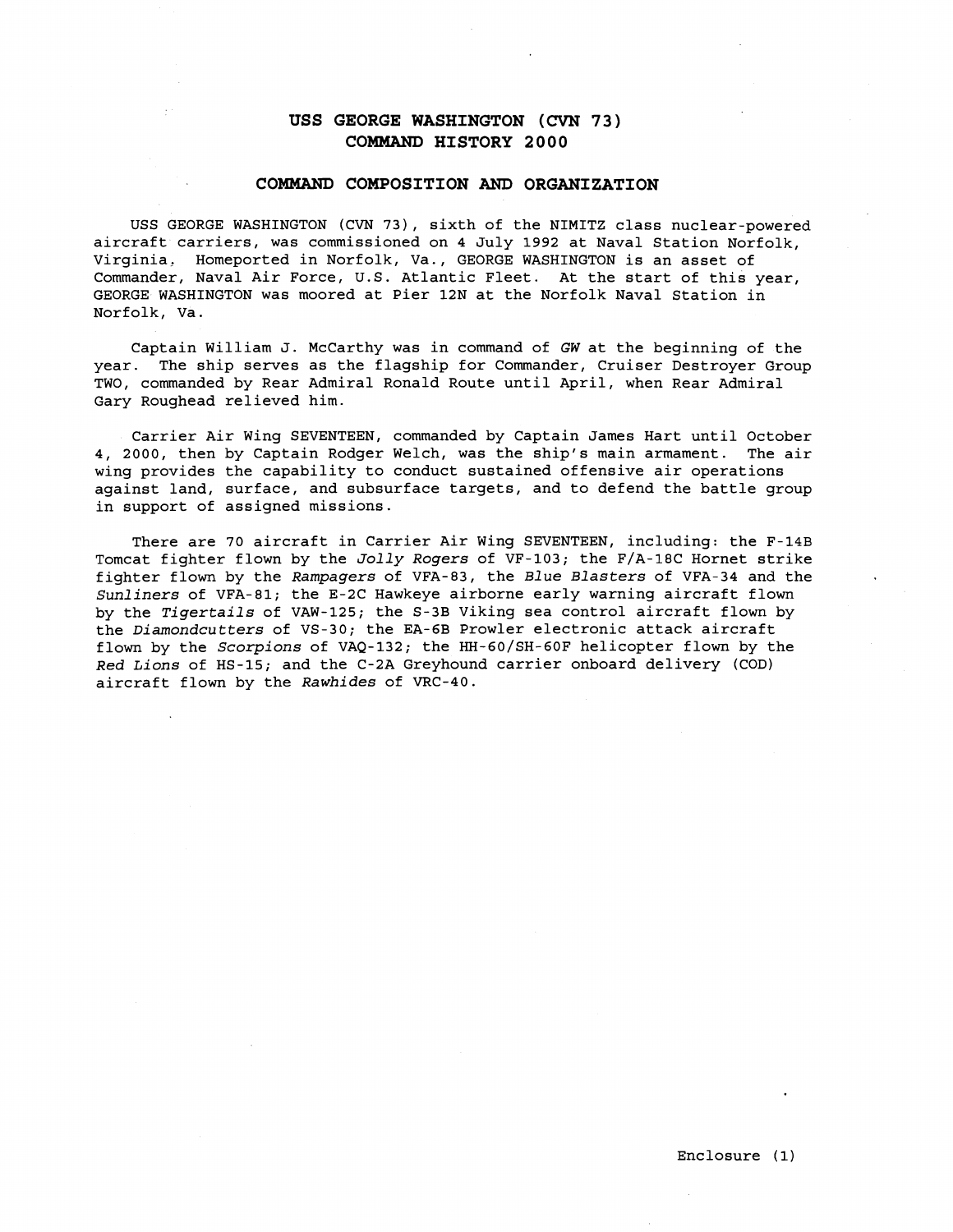# USS GEORGE WASHINGTON (CVN 73)
# COMMAND HISTORY 2000

## COMMAND COMPOSITION AND ORGANIZATION

USS GEORGE WASHINGTON (CVN 73), sixth of the NIMITZ class nuclear-powered aircraft carriers, was commissioned on 4 July 1992 at Naval Station Norfolk, Virginia. Homeported in Norfolk, Va., GEORGE WASHINGTON is an asset of Commander, Naval Air Force, U.S. Atlantic Fleet. At the start of this year, GEORGE WASHINGTON was moored at Pier 12N at the Norfolk Naval Station in Norfolk, Va.

Captain William J. McCarthy was in command of *GW* at the beginning of the year. The ship serves as the flagship for Commander, Cruiser Destroyer Group TWO, commanded by Rear Admiral Ronald Route until April, when Rear Admiral Gary Roughead relieved him.

Carrier Air Wing SEVENTEEN, commanded by Captain James Hart until October 4, 2000, then by Captain Rodger Welch, was the ship's main armament. The air wing provides the capability to conduct sustained offensive air operations against land, surface, and subsurface targets, and to defend the battle group in support of assigned missions.

There are 70 aircraft in Carrier Air Wing SEVENTEEN, including: the F-14B Tomcat fighter flown by the *Jolly Rogers* of VF-103; the F/A-18C Hornet strike fighter flown by the *Rampagers* of VFA-83, the *Blue Blasters* of VFA-34 and the *Sunliners* of VFA-81; the E-2C Hawkeye airborne early warning aircraft flown by the *Tigertails* of VAW-125; the S-3B Viking sea control aircraft flown by the *Diamondcutters* of VS-30; the EA-6B Prowler electronic attack aircraft flown by the *Scorpions* of VAQ-132; the HH-60/SH-60F helicopter flown by the *Red Lions* of HS-15; and the C-2A Greyhound carrier onboard delivery (COD) aircraft flown by the *Rawhides* of VRC-40.

Enclosure (1)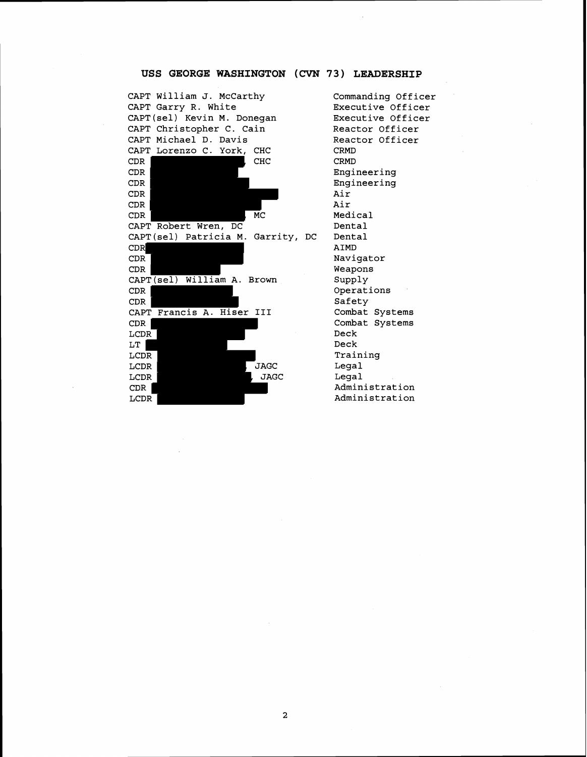## USS GEORGE WASHINGTON (CVN 73) LEADERSHIP

| | |
|---|---|
| CAPT William J. McCarthy | Commanding Officer |
| CAPT Garry R. White | Executive Officer |
| CAPT(sel) Kevin M. Donegan | Executive Officer |
| CAPT Christopher C. Cain | Reactor Officer |
| CAPT Michael D. Davis | Reactor Officer |
| CAPT Lorenzo C. York, CHC | CRMD |
| CDR [redacted], CHC | CRMD |
| CDR [redacted] | Engineering |
| CDR [redacted] | Engineering |
| CDR [redacted] | Air |
| CDR [redacted] | Air |
| CDR [redacted], MC | Medical |
| CAPT Robert Wren, DC | Dental |
| CAPT(sel) Patricia M. Garrity, DC | Dental |
| CDR [redacted] | AIMD |
| CDR [redacted] | Navigator |
| CDR [redacted] | Weapons |
| CAPT(sel) William A. Brown | Supply |
| CDR [redacted] | Operations |
| CDR [redacted] | Safety |
| CAPT Francis A. Hiser III | Combat Systems |
| CDR [redacted] | Combat Systems |
| LCDR [redacted] | Deck |
| LT [redacted] | Deck |
| LCDR [redacted] | Training |
| LCDR [redacted] JAGC | Legal |
| LCDR [redacted], JAGC | Legal |
| CDR [redacted] | Administration |
| LCDR [redacted] | Administration |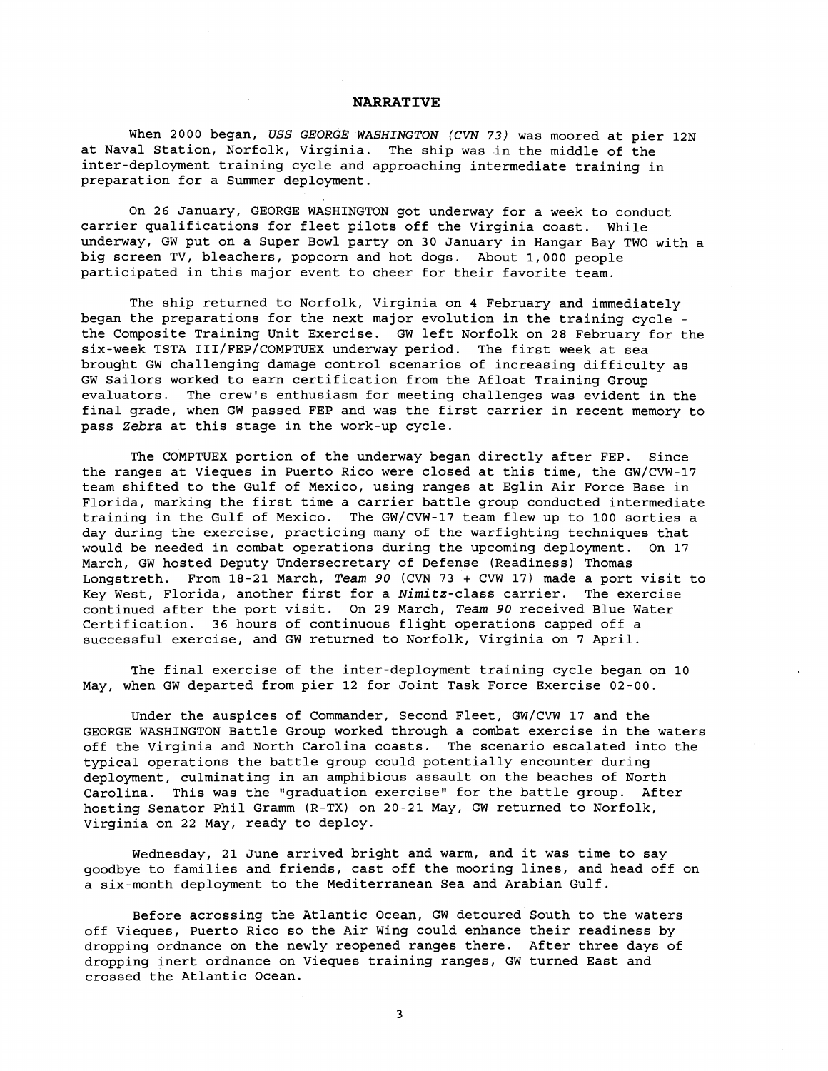## NARRATIVE

When 2000 began, *USS GEORGE WASHINGTON (CVN 73)* was moored at pier 12N at Naval Station, Norfolk, Virginia. The ship was in the middle of the inter-deployment training cycle and approaching intermediate training in preparation for a Summer deployment.

On 26 January, GEORGE WASHINGTON got underway for a week to conduct carrier qualifications for fleet pilots off the Virginia coast. While underway, GW put on a Super Bowl party on 30 January in Hangar Bay TWO with a big screen TV, bleachers, popcorn and hot dogs. About 1,000 people participated in this major event to cheer for their favorite team.

The ship returned to Norfolk, Virginia on 4 February and immediately began the preparations for the next major evolution in the training cycle - the Composite Training Unit Exercise. GW left Norfolk on 28 February for the six-week TSTA III/FEP/COMPTUEX underway period. The first week at sea brought GW challenging damage control scenarios of increasing difficulty as GW Sailors worked to earn certification from the Afloat Training Group evaluators. The crew's enthusiasm for meeting challenges was evident in the final grade, when GW passed FEP and was the first carrier in recent memory to pass *Zebra* at this stage in the work-up cycle.

The COMPTUEX portion of the underway began directly after FEP. Since the ranges at Vieques in Puerto Rico were closed at this time, the GW/CVW-17 team shifted to the Gulf of Mexico, using ranges at Eglin Air Force Base in Florida, marking the first time a carrier battle group conducted intermediate training in the Gulf of Mexico. The GW/CVW-17 team flew up to 100 sorties a day during the exercise, practicing many of the warfighting techniques that would be needed in combat operations during the upcoming deployment. On 17 March, GW hosted Deputy Undersecretary of Defense (Readiness) Thomas Longstreth. From 18-21 March, *Team 90* (CVN 73 + CVW 17) made a port visit to Key West, Florida, another first for a *Nimitz*-class carrier. The exercise continued after the port visit. On 29 March, *Team 90* received Blue Water Certification. 36 hours of continuous flight operations capped off a successful exercise, and GW returned to Norfolk, Virginia on 7 April.

The final exercise of the inter-deployment training cycle began on 10 May, when GW departed from pier 12 for Joint Task Force Exercise 02-00.

Under the auspices of Commander, Second Fleet, GW/CVW 17 and the GEORGE WASHINGTON Battle Group worked through a combat exercise in the waters off the Virginia and North Carolina coasts. The scenario escalated into the typical operations the battle group could potentially encounter during deployment, culminating in an amphibious assault on the beaches of North Carolina. This was the "graduation exercise" for the battle group. After hosting Senator Phil Gramm (R-TX) on 20-21 May, GW returned to Norfolk, Virginia on 22 May, ready to deploy.

Wednesday, 21 June arrived bright and warm, and it was time to say goodbye to families and friends, cast off the mooring lines, and head off on a six-month deployment to the Mediterranean Sea and Arabian Gulf.

Before acrossing the Atlantic Ocean, GW detoured South to the waters off Vieques, Puerto Rico so the Air Wing could enhance their readiness by dropping ordnance on the newly reopened ranges there. After three days of dropping inert ordnance on Vieques training ranges, GW turned East and crossed the Atlantic Ocean.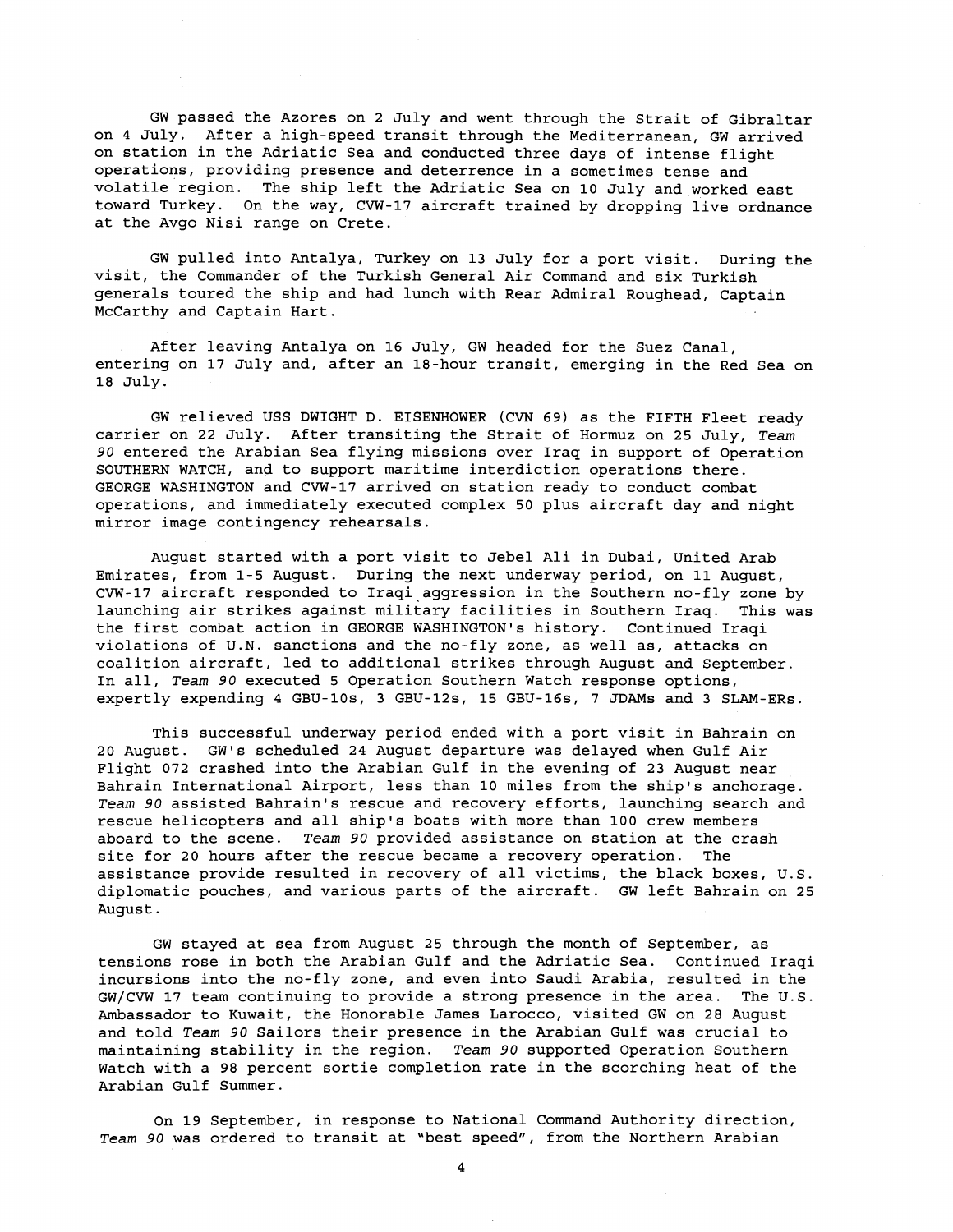GW passed the Azores on 2 July and went through the Strait of Gibraltar on 4 July. After a high-speed transit through the Mediterranean, GW arrived on station in the Adriatic Sea and conducted three days of intense flight operations, providing presence and deterrence in a sometimes tense and volatile region. The ship left the Adriatic Sea on 10 July and worked east toward Turkey. On the way, CVW-17 aircraft trained by dropping live ordnance at the Avgo Nisi range on Crete.

GW pulled into Antalya, Turkey on 13 July for a port visit. During the visit, the Commander of the Turkish General Air Command and six Turkish generals toured the ship and had lunch with Rear Admiral Roughead, Captain McCarthy and Captain Hart.

After leaving Antalya on 16 July, GW headed for the Suez Canal, entering on 17 July and, after an 18-hour transit, emerging in the Red Sea on 18 July.

GW relieved USS DWIGHT D. EISENHOWER (CVN 69) as the FIFTH Fleet ready carrier on 22 July. After transiting the Strait of Hormuz on 25 July, *Team 90* entered the Arabian Sea flying missions over Iraq in support of Operation SOUTHERN WATCH, and to support maritime interdiction operations there. GEORGE WASHINGTON and CVW-17 arrived on station ready to conduct combat operations, and immediately executed complex 50 plus aircraft day and night mirror image contingency rehearsals.

August started with a port visit to Jebel Ali in Dubai, United Arab Emirates, from 1-5 August. During the next underway period, on 11 August, CVW-17 aircraft responded to Iraqi aggression in the Southern no-fly zone by launching air strikes against military facilities in Southern Iraq. This was the first combat action in GEORGE WASHINGTON's history. Continued Iraqi violations of U.N. sanctions and the no-fly zone, as well as, attacks on coalition aircraft, led to additional strikes through August and September. In all, *Team 90* executed 5 Operation Southern Watch response options, expertly expending 4 GBU-10s, 3 GBU-12s, 15 GBU-16s, 7 JDAMs and 3 SLAM-ERs.

This successful underway period ended with a port visit in Bahrain on 20 August. GW's scheduled 24 August departure was delayed when Gulf Air Flight 072 crashed into the Arabian Gulf in the evening of 23 August near Bahrain International Airport, less than 10 miles from the ship's anchorage. *Team 90* assisted Bahrain's rescue and recovery efforts, launching search and rescue helicopters and all ship's boats with more than 100 crew members aboard to the scene. *Team 90* provided assistance on station at the crash site for 20 hours after the rescue became a recovery operation. The assistance provide resulted in recovery of all victims, the black boxes, U.S. diplomatic pouches, and various parts of the aircraft. GW left Bahrain on 25 August.

GW stayed at sea from August 25 through the month of September, as tensions rose in both the Arabian Gulf and the Adriatic Sea. Continued Iraqi incursions into the no-fly zone, and even into Saudi Arabia, resulted in the GW/CVW 17 team continuing to provide a strong presence in the area. The U.S. Ambassador to Kuwait, the Honorable James Larocco, visited GW on 28 August and told *Team 90* Sailors their presence in the Arabian Gulf was crucial to maintaining stability in the region. *Team 90* supported Operation Southern Watch with a 98 percent sortie completion rate in the scorching heat of the Arabian Gulf Summer.

On 19 September, in response to National Command Authority direction, *Team 90* was ordered to transit at "best speed", from the Northern Arabian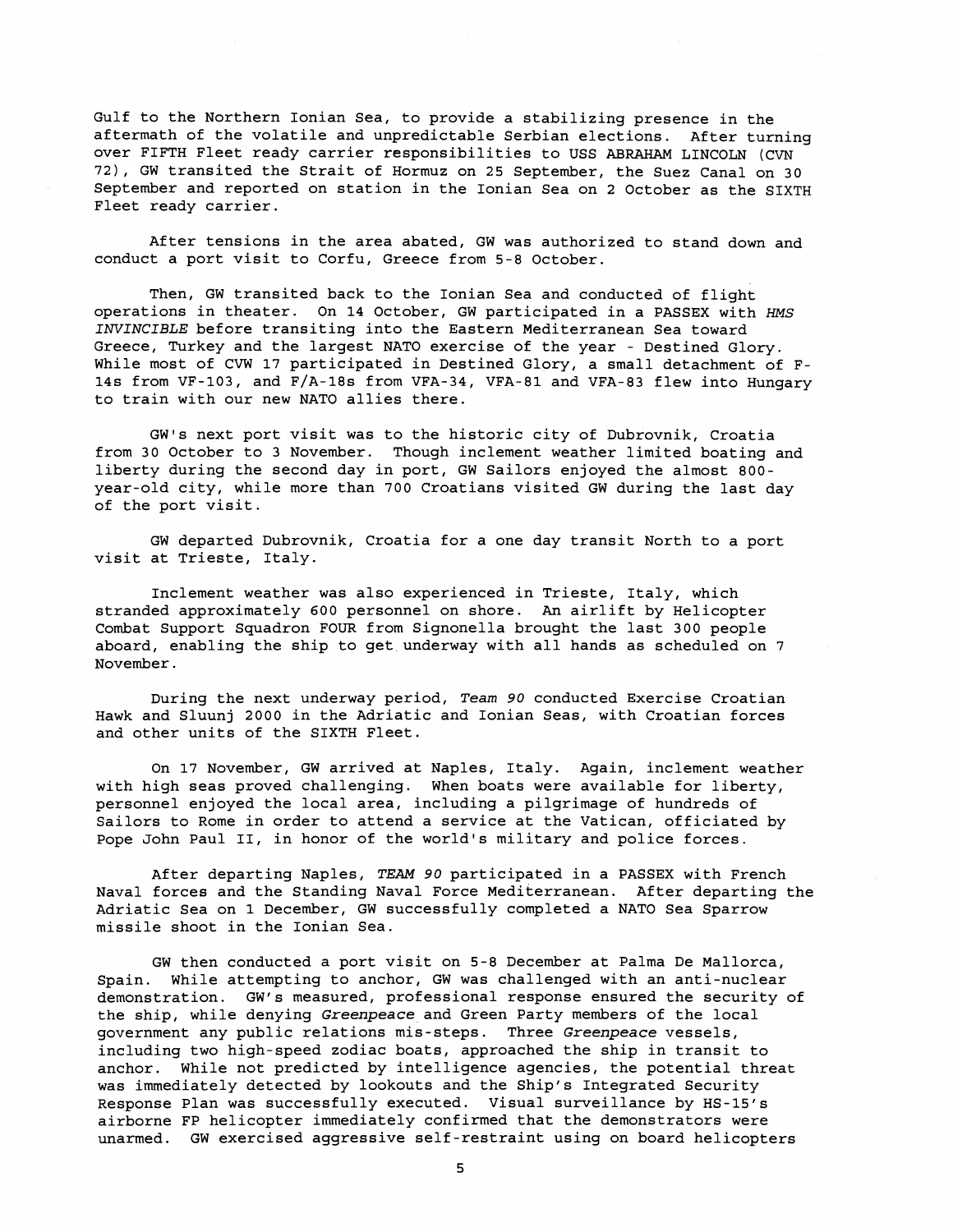Gulf to the Northern Ionian Sea, to provide a stabilizing presence in the aftermath of the volatile and unpredictable Serbian elections. After turning over FIFTH Fleet ready carrier responsibilities to USS ABRAHAM LINCOLN (CVN 72), GW transited the Strait of Hormuz on 25 September, the Suez Canal on 30 September and reported on station in the Ionian Sea on 2 October as the SIXTH Fleet ready carrier.

After tensions in the area abated, GW was authorized to stand down and conduct a port visit to Corfu, Greece from 5-8 October.

Then, GW transited back to the Ionian Sea and conducted of flight operations in theater. On 14 October, GW participated in a PASSEX with *HMS INVINCIBLE* before transiting into the Eastern Mediterranean Sea toward Greece, Turkey and the largest NATO exercise of the year - Destined Glory. While most of CVW 17 participated in Destined Glory, a small detachment of F-14s from VF-103, and F/A-18s from VFA-34, VFA-81 and VFA-83 flew into Hungary to train with our new NATO allies there.

GW's next port visit was to the historic city of Dubrovnik, Croatia from 30 October to 3 November. Though inclement weather limited boating and liberty during the second day in port, GW Sailors enjoyed the almost 800-year-old city, while more than 700 Croatians visited GW during the last day of the port visit.

GW departed Dubrovnik, Croatia for a one day transit North to a port visit at Trieste, Italy.

Inclement weather was also experienced in Trieste, Italy, which stranded approximately 600 personnel on shore. An airlift by Helicopter Combat Support Squadron FOUR from Signonella brought the last 300 people aboard, enabling the ship to get underway with all hands as scheduled on 7 November.

During the next underway period, *Team 90* conducted Exercise Croatian Hawk and Sluunj 2000 in the Adriatic and Ionian Seas, with Croatian forces and other units of the SIXTH Fleet.

On 17 November, GW arrived at Naples, Italy. Again, inclement weather with high seas proved challenging. When boats were available for liberty, personnel enjoyed the local area, including a pilgrimage of hundreds of Sailors to Rome in order to attend a service at the Vatican, officiated by Pope John Paul II, in honor of the world's military and police forces.

After departing Naples, *TEAM 90* participated in a PASSEX with French Naval forces and the Standing Naval Force Mediterranean. After departing the Adriatic Sea on 1 December, GW successfully completed a NATO Sea Sparrow missile shoot in the Ionian Sea.

GW then conducted a port visit on 5-8 December at Palma De Mallorca, Spain. While attempting to anchor, GW was challenged with an anti-nuclear demonstration. GW's measured, professional response ensured the security of the ship, while denying *Greenpeace* and Green Party members of the local government any public relations mis-steps. Three *Greenpeace* vessels, including two high-speed zodiac boats, approached the ship in transit to anchor. While not predicted by intelligence agencies, the potential threat was immediately detected by lookouts and the Ship's Integrated Security Response Plan was successfully executed. Visual surveillance by HS-15's airborne FP helicopter immediately confirmed that the demonstrators were unarmed. GW exercised aggressive self-restraint using on board helicopters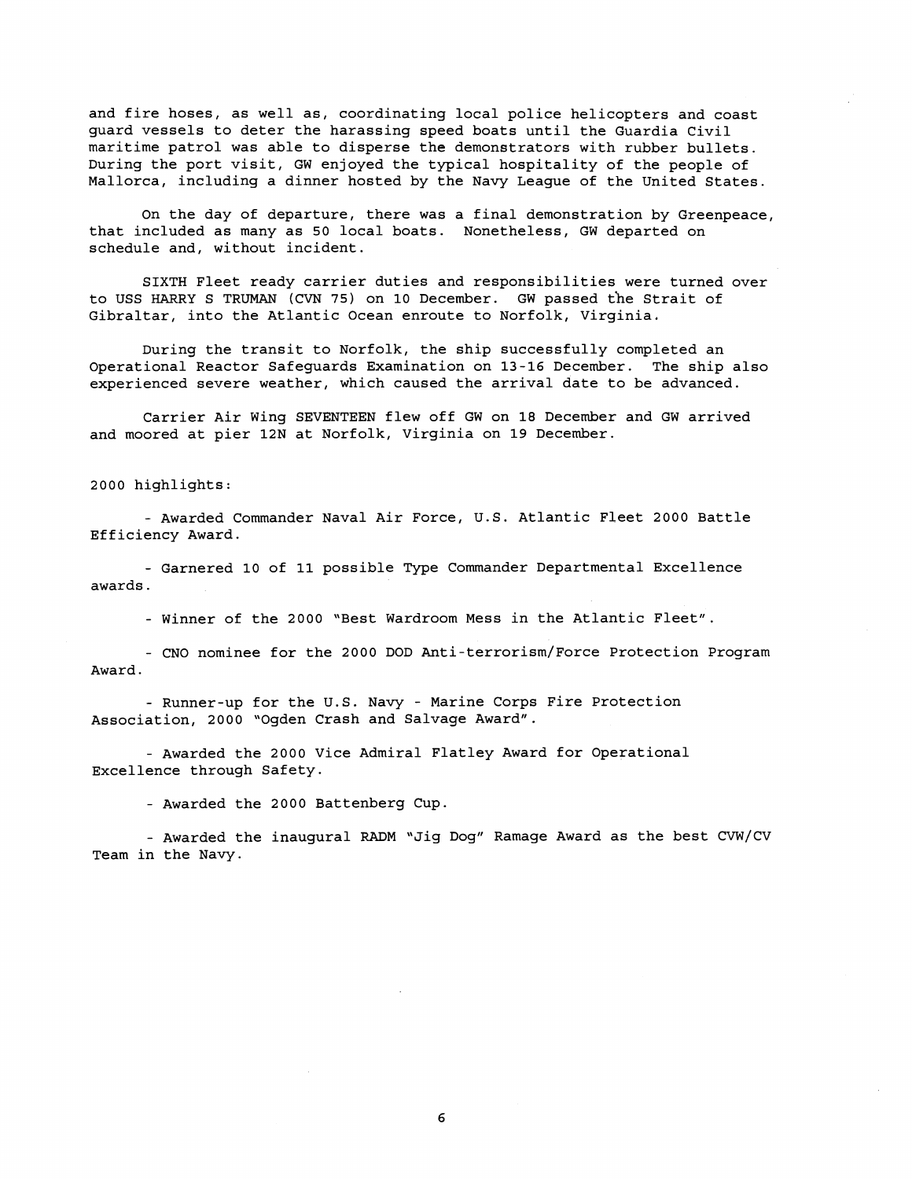and fire hoses, as well as, coordinating local police helicopters and coast guard vessels to deter the harassing speed boats until the Guardia Civil maritime patrol was able to disperse the demonstrators with rubber bullets. During the port visit, GW enjoyed the typical hospitality of the people of Mallorca, including a dinner hosted by the Navy League of the United States.

On the day of departure, there was a final demonstration by Greenpeace, that included as many as 50 local boats. Nonetheless, GW departed on schedule and, without incident.

SIXTH Fleet ready carrier duties and responsibilities were turned over to USS HARRY S TRUMAN (CVN 75) on 10 December. GW passed the Strait of Gibraltar, into the Atlantic Ocean enroute to Norfolk, Virginia.

During the transit to Norfolk, the ship successfully completed an Operational Reactor Safeguards Examination on 13-16 December. The ship also experienced severe weather, which caused the arrival date to be advanced.

Carrier Air Wing SEVENTEEN flew off GW on 18 December and GW arrived and moored at pier 12N at Norfolk, Virginia on 19 December.

2000 highlights:

- Awarded Commander Naval Air Force, U.S. Atlantic Fleet 2000 Battle Efficiency Award.

- Garnered 10 of 11 possible Type Commander Departmental Excellence awards.

- Winner of the 2000 "Best Wardroom Mess in the Atlantic Fleet".

- CNO nominee for the 2000 DOD Anti-terrorism/Force Protection Program Award.

- Runner-up for the U.S. Navy - Marine Corps Fire Protection Association, 2000 "Ogden Crash and Salvage Award".

- Awarded the 2000 Vice Admiral Flatley Award for Operational Excellence through Safety.

- Awarded the 2000 Battenberg Cup.

- Awarded the inaugural RADM "Jig Dog" Ramage Award as the best CVW/CV Team in the Navy.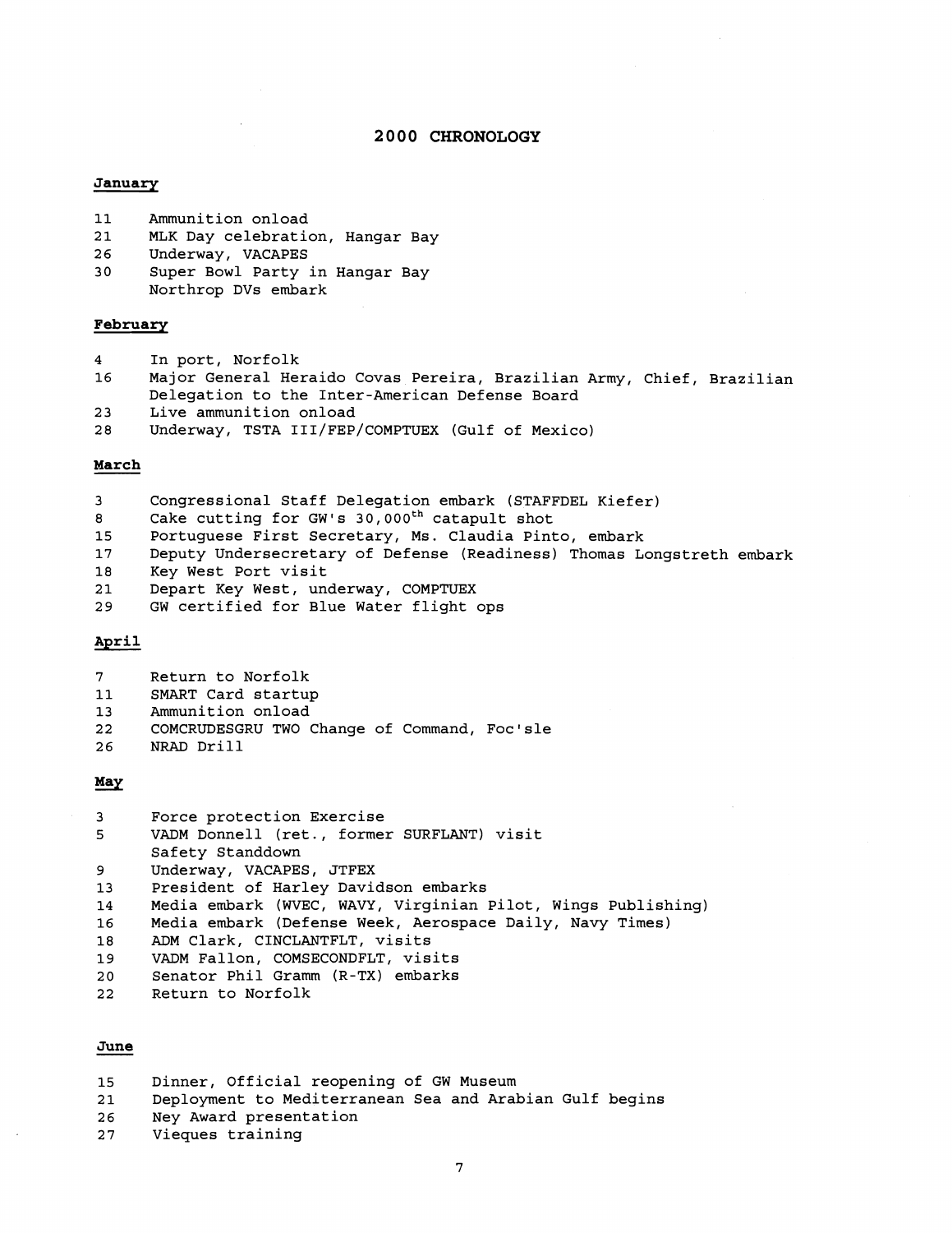# 2000 CHRONOLOGY

## January

| | |
|---|---|
| 11 | Ammunition onload |
| 21 | MLK Day celebration, Hangar Bay |
| 26 | Underway, VACAPES |
| 30 | Super Bowl Party in Hangar Bay |
| | Northrop DVs embark |

## February

| | |
|---|---|
| 4 | In port, Norfolk |
| 16 | Major General Heraido Covas Pereira, Brazilian Army, Chief, Brazilian Delegation to the Inter-American Defense Board |
| 23 | Live ammunition onload |
| 28 | Underway, TSTA III/FEP/COMPTUEX (Gulf of Mexico) |

## March

| | |
|---|---|
| 3 | Congressional Staff Delegation embark (STAFFDEL Kiefer) |
| 8 | Cake cutting for GW's 30,000th catapult shot |
| 15 | Portuguese First Secretary, Ms. Claudia Pinto, embark |
| 17 | Deputy Undersecretary of Defense (Readiness) Thomas Longstreth embark |
| 18 | Key West Port visit |
| 21 | Depart Key West, underway, COMPTUEX |
| 29 | GW certified for Blue Water flight ops |

## April

| | |
|---|---|
| 7 | Return to Norfolk |
| 11 | SMART Card startup |
| 13 | Ammunition onload |
| 22 | COMCRUDESGRU TWO Change of Command, Foc'sle |
| 26 | NRAD Drill |

## May

| | |
|---|---|
| 3 | Force protection Exercise |
| 5 | VADM Donnell (ret., former SURFLANT) visit |
| | Safety Standdown |
| 9 | Underway, VACAPES, JTFEX |
| 13 | President of Harley Davidson embarks |
| 14 | Media embark (WVEC, WAVY, Virginian Pilot, Wings Publishing) |
| 16 | Media embark (Defense Week, Aerospace Daily, Navy Times) |
| 18 | ADM Clark, CINCLANTFLT, visits |
| 19 | VADM Fallon, COMSECONDFLT, visits |
| 20 | Senator Phil Gramm (R-TX) embarks |
| 22 | Return to Norfolk |

## June

| | |
|---|---|
| 15 | Dinner, Official reopening of GW Museum |
| 21 | Deployment to Mediterranean Sea and Arabian Gulf begins |
| 26 | Ney Award presentation |
| 27 | Vieques training |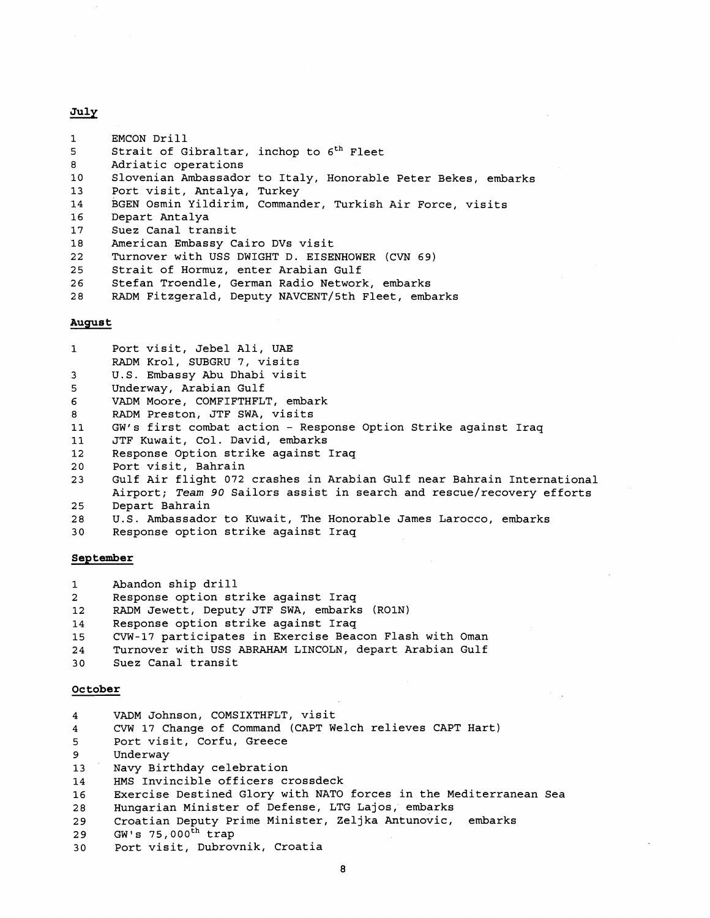**July**

1 EMCON Drill
5 Strait of Gibraltar, inchop to 6th Fleet
8 Adriatic operations
10 Slovenian Ambassador to Italy, Honorable Peter Bekes, embarks
13 Port visit, Antalya, Turkey
14 BGEN Osmin Yildirim, Commander, Turkish Air Force, visits
16 Depart Antalya
17 Suez Canal transit
18 American Embassy Cairo DVs visit
22 Turnover with USS DWIGHT D. EISENHOWER (CVN 69)
25 Strait of Hormuz, enter Arabian Gulf
26 Stefan Troendle, German Radio Network, embarks
28 RADM Fitzgerald, Deputy NAVCENT/5th Fleet, embarks

**August**

1 Port visit, Jebel Ali, UAE
RADM Krol, SUBGRU 7, visits
3 U.S. Embassy Abu Dhabi visit
5 Underway, Arabian Gulf
6 VADM Moore, COMFIFTHFLT, embark
8 RADM Preston, JTF SWA, visits
11 GW's first combat action - Response Option Strike against Iraq
11 JTF Kuwait, Col. David, embarks
12 Response Option strike against Iraq
20 Port visit, Bahrain
23 Gulf Air flight 072 crashes in Arabian Gulf near Bahrain International Airport; *Team 90* Sailors assist in search and rescue/recovery efforts
25 Depart Bahrain
28 U.S. Ambassador to Kuwait, The Honorable James Larocco, embarks
30 Response option strike against Iraq

**September**

1 Abandon ship drill
2 Response option strike against Iraq
12 RADM Jewett, Deputy JTF SWA, embarks (RO1N)
14 Response option strike against Iraq
15 CVW-17 participates in Exercise Beacon Flash with Oman
24 Turnover with USS ABRAHAM LINCOLN, depart Arabian Gulf
30 Suez Canal transit

**October**

4 VADM Johnson, COMSIXTHFLT, visit
4 CVW 17 Change of Command (CAPT Welch relieves CAPT Hart)
5 Port visit, Corfu, Greece
9 Underway
13 Navy Birthday celebration
14 HMS Invincible officers crossdeck
16 Exercise Destined Glory with NATO forces in the Mediterranean Sea
28 Hungarian Minister of Defense, LTG Lajos, embarks
29 Croatian Deputy Prime Minister, Zeljka Antunovic, embarks
29 GW's 75,000th trap
30 Port visit, Dubrovnik, Croatia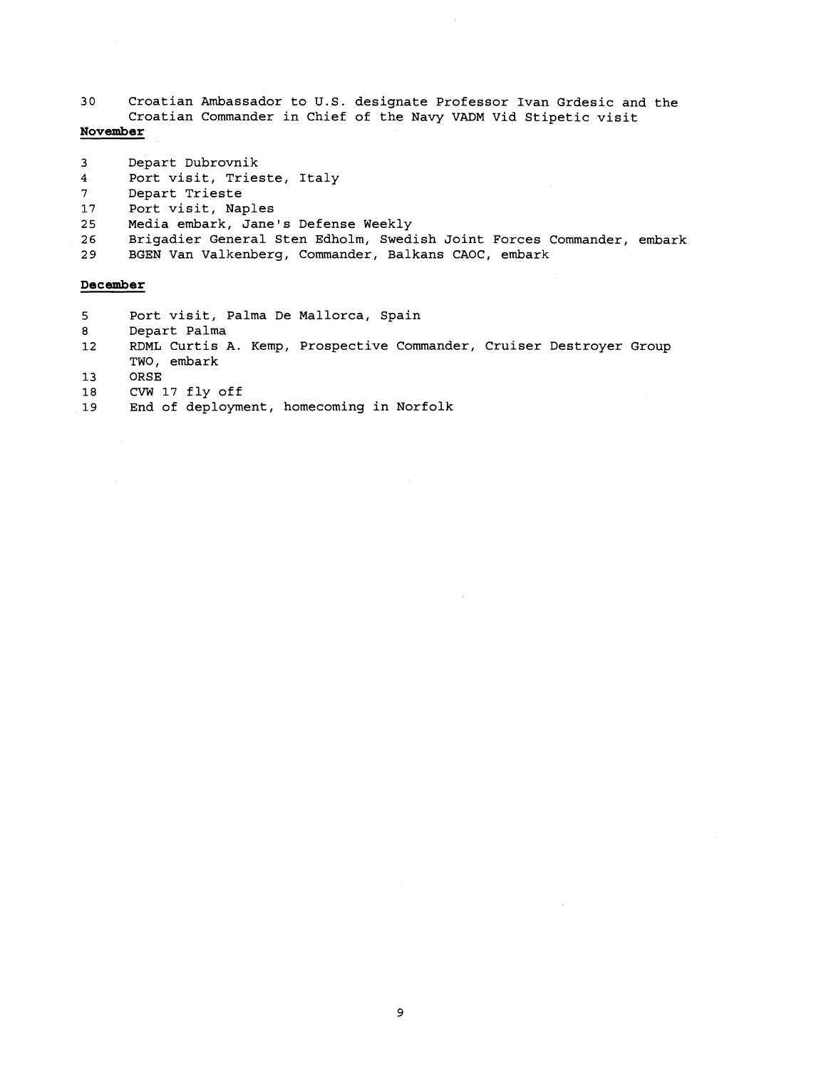30 Croatian Ambassador to U.S. designate Professor Ivan Grdesic and the Croatian Commander in Chief of the Navy VADM Vid Stipetic visit

**November**

3 Depart Dubrovnik
4 Port visit, Trieste, Italy
7 Depart Trieste
17 Port visit, Naples
25 Media embark, Jane's Defense Weekly
26 Brigadier General Sten Edholm, Swedish Joint Forces Commander, embark
29 BGEN Van Valkenberg, Commander, Balkans CAOC, embark

**December**

5 Port visit, Palma De Mallorca, Spain
8 Depart Palma
12 RDML Curtis A. Kemp, Prospective Commander, Cruiser Destroyer Group TWO, embark
13 ORSE
18 CVW 17 fly off
19 End of deployment, homecoming in Norfolk